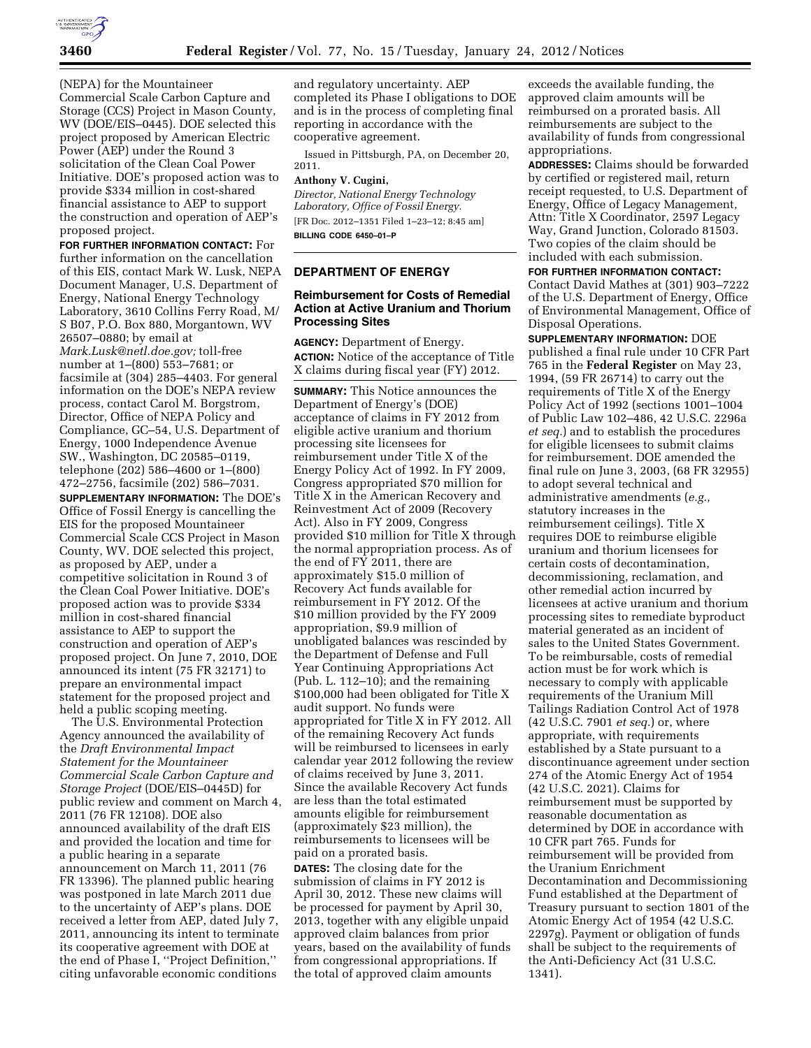(NEPA) for the Mountaineer Commercial Scale Carbon Capture and Storage (CCS) Project in Mason County, WV (DOE/EIS–0445). DOE selected this project proposed by American Electric Power (AEP) under the Round 3 solicitation of the Clean Coal Power Initiative. DOE's proposed action was to provide $334 million in cost-shared financial assistance to AEP to support the construction and operation of AEP's proposed project.

**FOR FURTHER INFORMATION CONTACT:** For further information on the cancellation of this EIS, contact Mark W. Lusk, NEPA Document Manager, U.S. Department of Energy, National Energy Technology Laboratory, 3610 Collins Ferry Road, M/S B07, P.O. Box 880, Morgantown, WV 26507–0880; by email at *Mark.Lusk@netl.doe.gov;* toll-free number at 1–(800) 553–7681; or facsimile at (304) 285–4403. For general information on the DOE's NEPA review process, contact Carol M. Borgstrom, Director, Office of NEPA Policy and Compliance, GC–54, U.S. Department of Energy, 1000 Independence Avenue SW., Washington, DC 20585–0119, telephone (202) 586–4600 or 1–(800) 472–2756, facsimile (202) 586–7031.

**SUPPLEMENTARY INFORMATION:** The DOE's Office of Fossil Energy is cancelling the EIS for the proposed Mountaineer Commercial Scale CCS Project in Mason County, WV. DOE selected this project, as proposed by AEP, under a competitive solicitation in Round 3 of the Clean Coal Power Initiative. DOE's proposed action was to provide $334 million in cost-shared financial assistance to AEP to support the construction and operation of AEP's proposed project. On June 7, 2010, DOE announced its intent (75 FR 32171) to prepare an environmental impact statement for the proposed project and held a public scoping meeting.

The U.S. Environmental Protection Agency announced the availability of the *Draft Environmental Impact Statement for the Mountaineer Commercial Scale Carbon Capture and Storage Project* (DOE/EIS–0445D) for public review and comment on March 4, 2011 (76 FR 12108). DOE also announced availability of the draft EIS and provided the location and time for a public hearing in a separate announcement on March 11, 2011 (76 FR 13396). The planned public hearing was postponed in late March 2011 due to the uncertainty of AEP's plans. DOE received a letter from AEP, dated July 7, 2011, announcing its intent to terminate its cooperative agreement with DOE at the end of Phase I, ''Project Definition,'' citing unfavorable economic conditions and regulatory uncertainty. AEP completed its Phase I obligations to DOE and is in the process of completing final reporting in accordance with the cooperative agreement.

Issued in Pittsburgh, PA, on December 20, 2011.

**Anthony V. Cugini,**

*Director, National Energy Technology Laboratory, Office of Fossil Energy.*

[FR Doc. 2012–1351 Filed 1–23–12; 8:45 am]

**BILLING CODE 6450–01–P**

---

## DEPARTMENT OF ENERGY

### Reimbursement for Costs of Remedial Action at Active Uranium and Thorium Processing Sites

**AGENCY:** Department of Energy.

**ACTION:** Notice of the acceptance of Title X claims during fiscal year (FY) 2012.

**SUMMARY:** This Notice announces the Department of Energy's (DOE) acceptance of claims in FY 2012 from eligible active uranium and thorium processing site licensees for reimbursement under Title X of the Energy Policy Act of 1992. In FY 2009, Congress appropriated $70 million for Title X in the American Recovery and Reinvestment Act of 2009 (Recovery Act). Also in FY 2009, Congress provided $10 million for Title X through the normal appropriation process. As of the end of FY 2011, there are approximately $15.0 million of Recovery Act funds available for reimbursement in FY 2012. Of the $10 million provided by the FY 2009 appropriation, $9.9 million of unobligated balances was rescinded by the Department of Defense and Full Year Continuing Appropriations Act (Pub. L. 112–10); and the remaining $100,000 had been obligated for Title X audit support. No funds were appropriated for Title X in FY 2012. All of the remaining Recovery Act funds will be reimbursed to licensees in early calendar year 2012 following the review of claims received by June 3, 2011. Since the available Recovery Act funds are less than the total estimated amounts eligible for reimbursement (approximately $23 million), the reimbursements to licensees will be paid on a prorated basis.

**DATES:** The closing date for the submission of claims in FY 2012 is April 30, 2012. These new claims will be processed for payment by April 30, 2013, together with any eligible unpaid approved claim balances from prior years, based on the availability of funds from congressional appropriations. If the total of approved claim amounts exceeds the available funding, the approved claim amounts will be reimbursed on a prorated basis. All reimbursements are subject to the availability of funds from congressional appropriations.

**ADDRESSES:** Claims should be forwarded by certified or registered mail, return receipt requested, to U.S. Department of Energy, Office of Legacy Management, Attn: Title X Coordinator, 2597 Legacy Way, Grand Junction, Colorado 81503. Two copies of the claim should be included with each submission.

**FOR FURTHER INFORMATION CONTACT:** Contact David Mathes at (301) 903–7222 of the U.S. Department of Energy, Office of Environmental Management, Office of Disposal Operations.

**SUPPLEMENTARY INFORMATION:** DOE published a final rule under 10 CFR Part 765 in the **Federal Register** on May 23, 1994, (59 FR 26714) to carry out the requirements of Title X of the Energy Policy Act of 1992 (sections 1001–1004 of Public Law 102–486, 42 U.S.C. 2296a *et seq.*) and to establish the procedures for eligible licensees to submit claims for reimbursement. DOE amended the final rule on June 3, 2003, (68 FR 32955) to adopt several technical and administrative amendments (*e.g.,* statutory increases in the reimbursement ceilings). Title X requires DOE to reimburse eligible uranium and thorium licensees for certain costs of decontamination, decommissioning, reclamation, and other remedial action incurred by licensees at active uranium and thorium processing sites to remediate byproduct material generated as an incident of sales to the United States Government. To be reimbursable, costs of remedial action must be for work which is necessary to comply with applicable requirements of the Uranium Mill Tailings Radiation Control Act of 1978 (42 U.S.C. 7901 *et seq.*) or, where appropriate, with requirements established by a State pursuant to a discontinuance agreement under section 274 of the Atomic Energy Act of 1954 (42 U.S.C. 2021). Claims for reimbursement must be supported by reasonable documentation as determined by DOE in accordance with 10 CFR part 765. Funds for reimbursement will be provided from the Uranium Enrichment Decontamination and Decommissioning Fund established at the Department of Treasury pursuant to section 1801 of the Atomic Energy Act of 1954 (42 U.S.C. 2297g). Payment or obligation of funds shall be subject to the requirements of the Anti-Deficiency Act (31 U.S.C. 1341).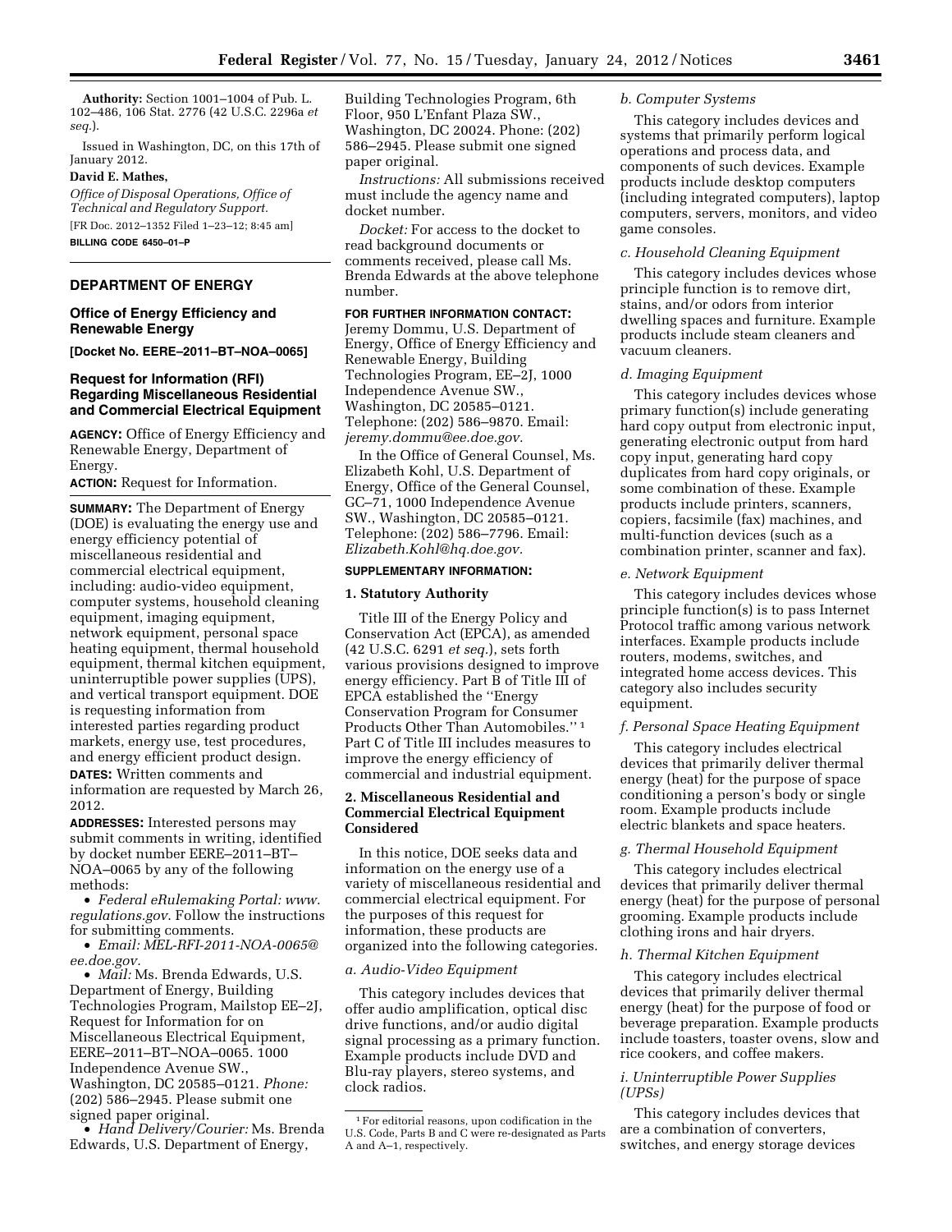**Authority:** Section 1001–1004 of Pub. L. 102–486, 106 Stat. 2776 (42 U.S.C. 2296a *et seq.*).

Issued in Washington, DC, on this 17th of January 2012.

**David E. Mathes,**

*Office of Disposal Operations, Office of Technical and Regulatory Support.*

[FR Doc. 2012–1352 Filed 1–23–12; 8:45 am]

**BILLING CODE 6450–01–P**

## DEPARTMENT OF ENERGY

### Office of Energy Efficiency and Renewable Energy

**[Docket No. EERE–2011–BT–NOA–0065]**

### Request for Information (RFI) Regarding Miscellaneous Residential and Commercial Electrical Equipment

**AGENCY:** Office of Energy Efficiency and Renewable Energy, Department of Energy.

**ACTION:** Request for Information.

**SUMMARY:** The Department of Energy (DOE) is evaluating the energy use and energy efficiency potential of miscellaneous residential and commercial electrical equipment, including: audio-video equipment, computer systems, household cleaning equipment, imaging equipment, network equipment, personal space heating equipment, thermal household equipment, thermal kitchen equipment, uninterruptible power supplies (UPS), and vertical transport equipment. DOE is requesting information from interested parties regarding product markets, energy use, test procedures, and energy efficient product design.

**DATES:** Written comments and information are requested by March 26, 2012.

**ADDRESSES:** Interested persons may submit comments in writing, identified by docket number EERE–2011–BT–NOA–0065 by any of the following methods:

- *Federal eRulemaking Portal: www.regulations.gov.* Follow the instructions for submitting comments.
- *Email: MEL-RFI-2011-NOA-0065@ee.doe.gov.*
- *Mail:* Ms. Brenda Edwards, U.S. Department of Energy, Building Technologies Program, Mailstop EE–2J, Request for Information for on Miscellaneous Electrical Equipment, EERE–2011–BT–NOA–0065. 1000 Independence Avenue SW., Washington, DC 20585–0121. *Phone:* (202) 586–2945. Please submit one signed paper original.
- *Hand Delivery/Courier:* Ms. Brenda Edwards, U.S. Department of Energy, Building Technologies Program, 6th Floor, 950 L'Enfant Plaza SW., Washington, DC 20024. Phone: (202) 586–2945. Please submit one signed paper original.

*Instructions:* All submissions received must include the agency name and docket number.

*Docket:* For access to the docket to read background documents or comments received, please call Ms. Brenda Edwards at the above telephone number.

**FOR FURTHER INFORMATION CONTACT:** Jeremy Dommu, U.S. Department of Energy, Office of Energy Efficiency and Renewable Energy, Building Technologies Program, EE–2J, 1000 Independence Avenue SW., Washington, DC 20585–0121. Telephone: (202) 586–9870. Email: *jeremy.dommu@ee.doe.gov.*

In the Office of General Counsel, Ms. Elizabeth Kohl, U.S. Department of Energy, Office of the General Counsel, GC–71, 1000 Independence Avenue SW., Washington, DC 20585–0121. Telephone: (202) 586–7796. Email: *Elizabeth.Kohl@hq.doe.gov.*

**SUPPLEMENTARY INFORMATION:**

**1. Statutory Authority**

Title III of the Energy Policy and Conservation Act (EPCA), as amended (42 U.S.C. 6291 *et seq.*), sets forth various provisions designed to improve energy efficiency. Part B of Title III of EPCA established the ''Energy Conservation Program for Consumer Products Other Than Automobiles.'' [1] Part C of Title III includes measures to improve the energy efficiency of commercial and industrial equipment.

**2. Miscellaneous Residential and Commercial Electrical Equipment Considered**

In this notice, DOE seeks data and information on the energy use of a variety of miscellaneous residential and commercial electrical equipment. For the purposes of this request for information, these products are organized into the following categories.

*a. Audio-Video Equipment*

This category includes devices that offer audio amplification, optical disc drive functions, and/or audio digital signal processing as a primary function. Example products include DVD and Blu-ray players, stereo systems, and clock radios.

*b. Computer Systems*

This category includes devices and systems that primarily perform logical operations and process data, and components of such devices. Example products include desktop computers (including integrated computers), laptop computers, servers, monitors, and video game consoles.

*c. Household Cleaning Equipment*

This category includes devices whose principle function is to remove dirt, stains, and/or odors from interior dwelling spaces and furniture. Example products include steam cleaners and vacuum cleaners.

*d. Imaging Equipment*

This category includes devices whose primary function(s) include generating hard copy output from electronic input, generating electronic output from hard copy input, generating hard copy duplicates from hard copy originals, or some combination of these. Example products include printers, scanners, copiers, facsimile (fax) machines, and multi-function devices (such as a combination printer, scanner and fax).

*e. Network Equipment*

This category includes devices whose principle function(s) is to pass Internet Protocol traffic among various network interfaces. Example products include routers, modems, switches, and integrated home access devices. This category also includes security equipment.

*f. Personal Space Heating Equipment*

This category includes electrical devices that primarily deliver thermal energy (heat) for the purpose of space conditioning a person's body or single room. Example products include electric blankets and space heaters.

*g. Thermal Household Equipment*

This category includes electrical devices that primarily deliver thermal energy (heat) for the purpose of personal grooming. Example products include clothing irons and hair dryers.

*h. Thermal Kitchen Equipment*

This category includes electrical devices that primarily deliver thermal energy (heat) for the purpose of food or beverage preparation. Example products include toasters, toaster ovens, slow and rice cookers, and coffee makers.

*i. Uninterruptible Power Supplies (UPSs)*

This category includes devices that are a combination of converters, switches, and energy storage devices

[1] For editorial reasons, upon codification in the U.S. Code, Parts B and C were re-designated as Parts A and A–1, respectively.